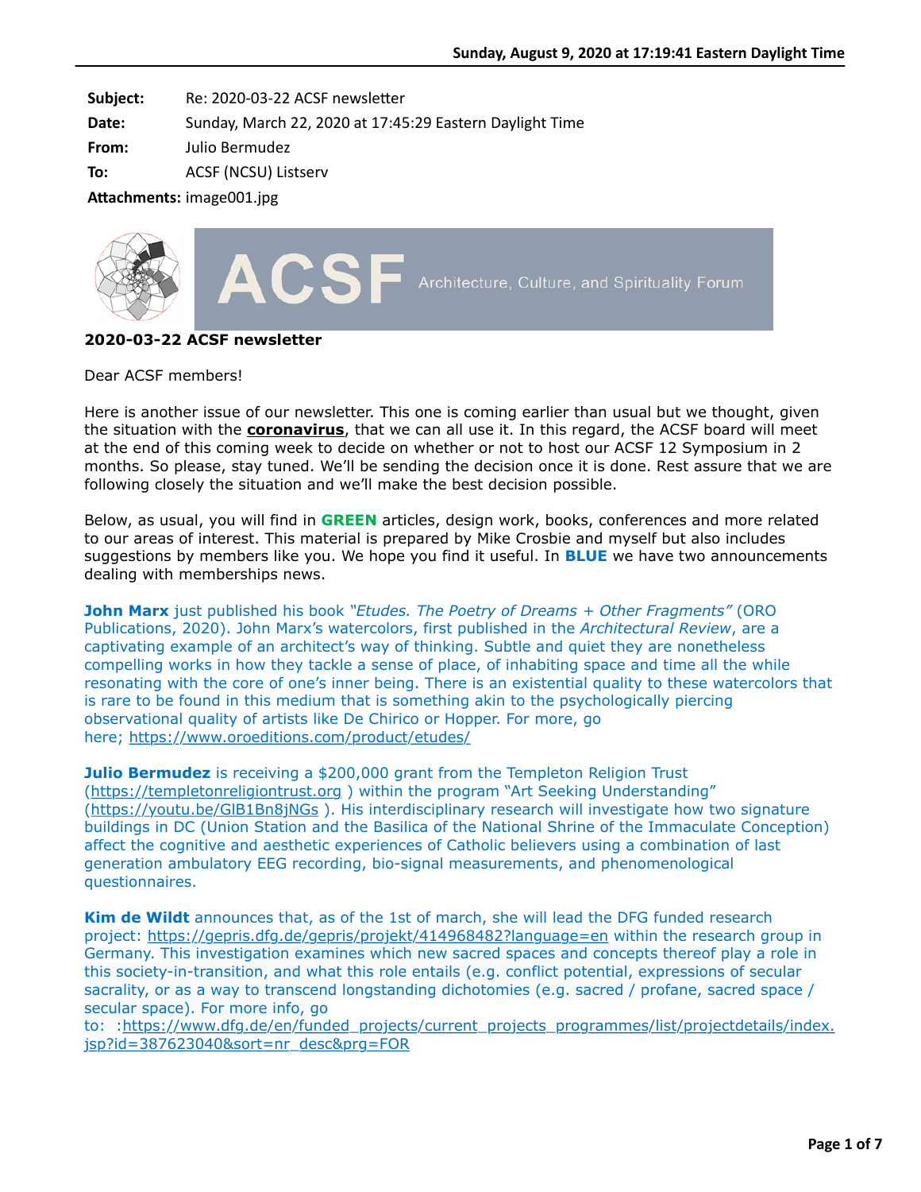**Subject:** Re: 2020-03-22 ACSF newsletter

**Date:** Sunday, March 22, 2020 at 17:45:29 Eastern Daylight Time

**From:** Julio Bermudez

**To:** ACSF (NCSU) Listserv

**Attachments:** image001.jpg

ACSF Architecture, Culture, and Spirituality Forum

**2020-03-22 ACSF newsletter**

Dear ACSF members!

Here is another issue of our newsletter. This one is coming earlier than usual but we thought, given the situation with the **coronavirus**, that we can all use it. In this regard, the ACSF board will meet at the end of this coming week to decide on whether or not to host our ACSF 12 Symposium in 2 months. So please, stay tuned. We'll be sending the decision once it is done. Rest assure that we are following closely the situation and we'll make the best decision possible.

Below, as usual, you will find in **GREEN** articles, design work, books, conferences and more related to our areas of interest. This material is prepared by Mike Crosbie and myself but also includes suggestions by members like you. We hope you find it useful. In **BLUE** we have two announcements dealing with memberships news.

**John Marx** just published his book *"Etudes. The Poetry of Dreams + Other Fragments"* (ORO Publications, 2020). John Marx's watercolors, first published in the *Architectural Review*, are a captivating example of an architect's way of thinking. Subtle and quiet they are nonetheless compelling works in how they tackle a sense of place, of inhabiting space and time all the while resonating with the core of one's inner being. There is an existential quality to these watercolors that is rare to be found in this medium that is something akin to the psychologically piercing observational quality of artists like De Chirico or Hopper. For more, go here; https://www.oroeditions.com/product/etudes/

**Julio Bermudez** is receiving a $200,000 grant from the Templeton Religion Trust (https://templetonreligiontrust.org ) within the program "Art Seeking Understanding" (https://youtu.be/GlB1Bn8jNGs ). His interdisciplinary research will investigate how two signature buildings in DC (Union Station and the Basilica of the National Shrine of the Immaculate Conception) affect the cognitive and aesthetic experiences of Catholic believers using a combination of last generation ambulatory EEG recording, bio-signal measurements, and phenomenological questionnaires.

**Kim de Wildt** announces that, as of the 1st of march, she will lead the DFG funded research project: https://gepris.dfg.de/gepris/projekt/414968482?language=en within the research group in Germany. This investigation examines which new sacred spaces and concepts thereof play a role in this society-in-transition, and what this role entails (e.g. conflict potential, expressions of secular sacrality, or as a way to transcend longstanding dichotomies (e.g. sacred / profane, sacred space / secular space). For more info, go to: :https://www.dfg.de/en/funded_projects/current_projects_programmes/list/projectdetails/index.jsp?id=387623040&sort=nr_desc&prg=FOR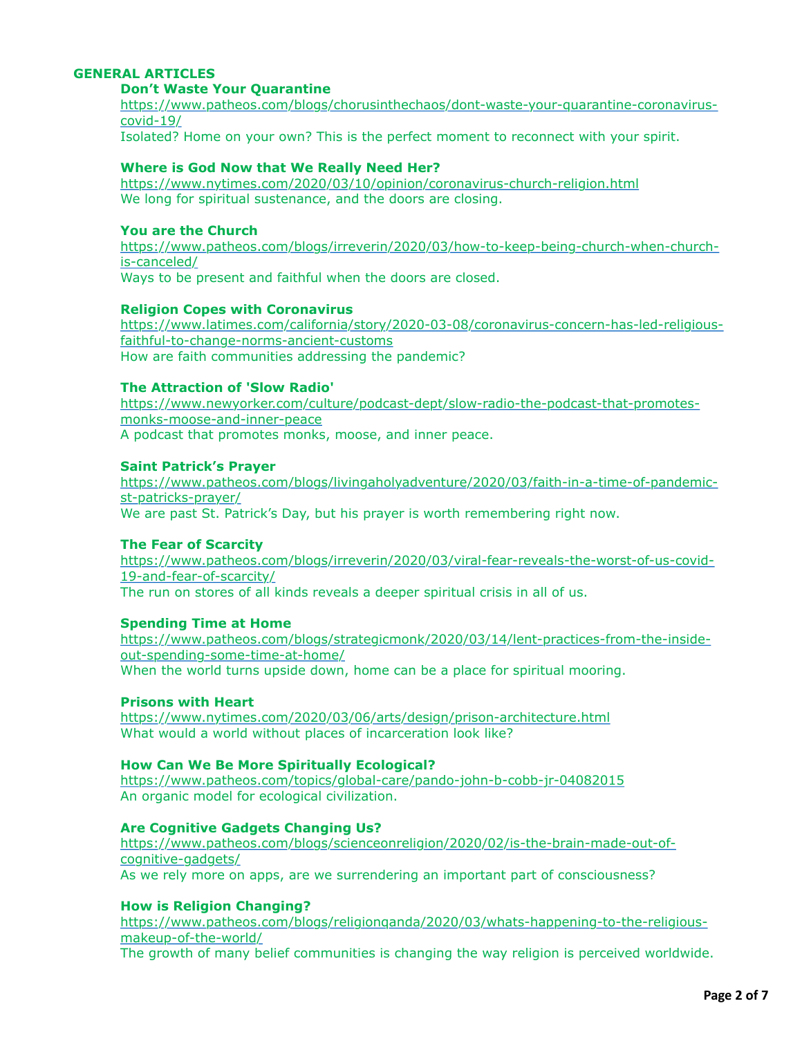## GENERAL ARTICLES

**Don't Waste Your Quarantine**
https://www.patheos.com/blogs/chorusinthechaos/dont-waste-your-quarantine-coronavirus-covid-19/
Isolated? Home on your own? This is the perfect moment to reconnect with your spirit.

**Where is God Now that We Really Need Her?**
https://www.nytimes.com/2020/03/10/opinion/coronavirus-church-religion.html
We long for spiritual sustenance, and the doors are closing.

**You are the Church**
https://www.patheos.com/blogs/irreverin/2020/03/how-to-keep-being-church-when-church-is-canceled/
Ways to be present and faithful when the doors are closed.

**Religion Copes with Coronavirus**
https://www.latimes.com/california/story/2020-03-08/coronavirus-concern-has-led-religious-faithful-to-change-norms-ancient-customs
How are faith communities addressing the pandemic?

**The Attraction of 'Slow Radio'**
https://www.newyorker.com/culture/podcast-dept/slow-radio-the-podcast-that-promotes-monks-moose-and-inner-peace
A podcast that promotes monks, moose, and inner peace.

**Saint Patrick's Prayer**
https://www.patheos.com/blogs/livingaholyadventure/2020/03/faith-in-a-time-of-pandemic-st-patricks-prayer/
We are past St. Patrick's Day, but his prayer is worth remembering right now.

**The Fear of Scarcity**
https://www.patheos.com/blogs/irreverin/2020/03/viral-fear-reveals-the-worst-of-us-covid-19-and-fear-of-scarcity/
The run on stores of all kinds reveals a deeper spiritual crisis in all of us.

**Spending Time at Home**
https://www.patheos.com/blogs/strategicmonk/2020/03/14/lent-practices-from-the-inside-out-spending-some-time-at-home/
When the world turns upside down, home can be a place for spiritual mooring.

**Prisons with Heart**
https://www.nytimes.com/2020/03/06/arts/design/prison-architecture.html
What would a world without places of incarceration look like?

**How Can We Be More Spiritually Ecological?**
https://www.patheos.com/topics/global-care/pando-john-b-cobb-jr-04082015
An organic model for ecological civilization.

**Are Cognitive Gadgets Changing Us?**
https://www.patheos.com/blogs/scienceonreligion/2020/02/is-the-brain-made-out-of-cognitive-gadgets/
As we rely more on apps, are we surrendering an important part of consciousness?

**How is Religion Changing?**
https://www.patheos.com/blogs/religionqanda/2020/03/whats-happening-to-the-religious-makeup-of-the-world/
The growth of many belief communities is changing the way religion is perceived worldwide.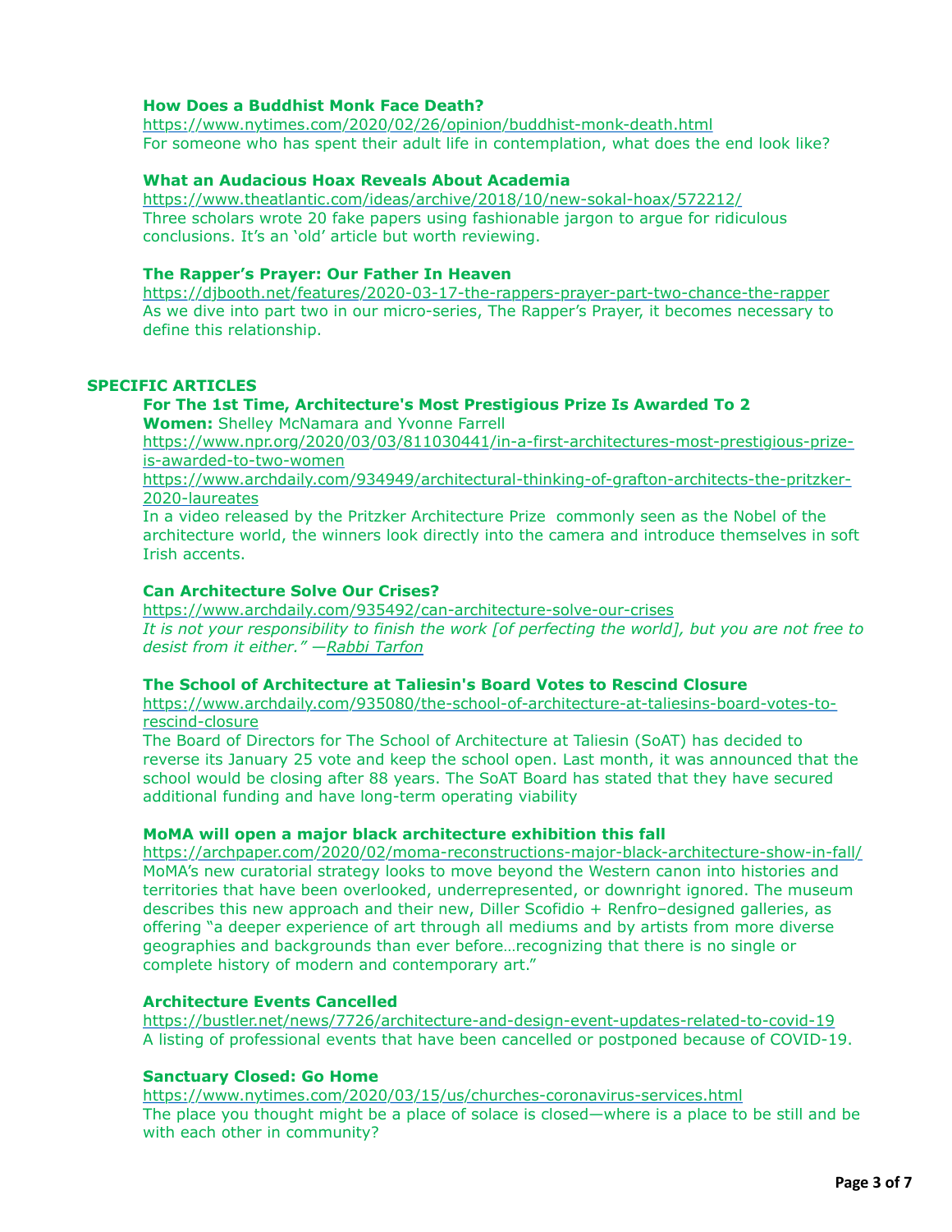**How Does a Buddhist Monk Face Death?**
https://www.nytimes.com/2020/02/26/opinion/buddhist-monk-death.html
For someone who has spent their adult life in contemplation, what does the end look like?

**What an Audacious Hoax Reveals About Academia**
https://www.theatlantic.com/ideas/archive/2018/10/new-sokal-hoax/572212/
Three scholars wrote 20 fake papers using fashionable jargon to argue for ridiculous conclusions. It's an 'old' article but worth reviewing.

**The Rapper's Prayer: Our Father In Heaven**
https://djbooth.net/features/2020-03-17-the-rappers-prayer-part-two-chance-the-rapper
As we dive into part two in our micro-series, The Rapper's Prayer, it becomes necessary to define this relationship.

## SPECIFIC ARTICLES

**For The 1st Time, Architecture's Most Prestigious Prize Is Awarded To 2 Women:** Shelley McNamara and Yvonne Farrell
https://www.npr.org/2020/03/03/811030441/in-a-first-architectures-most-prestigious-prize-is-awarded-to-two-women
https://www.archdaily.com/934949/architectural-thinking-of-grafton-architects-the-pritzker-2020-laureates
In a video released by the Pritzker Architecture Prize commonly seen as the Nobel of the architecture world, the winners look directly into the camera and introduce themselves in soft Irish accents.

**Can Architecture Solve Our Crises?**
https://www.archdaily.com/935492/can-architecture-solve-our-crises
*It is not your responsibility to finish the work [of perfecting the world], but you are not free to desist from it either." —Rabbi Tarfon*

**The School of Architecture at Taliesin's Board Votes to Rescind Closure**
https://www.archdaily.com/935080/the-school-of-architecture-at-taliesins-board-votes-to-rescind-closure
The Board of Directors for The School of Architecture at Taliesin (SoAT) has decided to reverse its January 25 vote and keep the school open. Last month, it was announced that the school would be closing after 88 years. The SoAT Board has stated that they have secured additional funding and have long-term operating viability

**MoMA will open a major black architecture exhibition this fall**
https://archpaper.com/2020/02/moma-reconstructions-major-black-architecture-show-in-fall/
MoMA's new curatorial strategy looks to move beyond the Western canon into histories and territories that have been overlooked, underrepresented, or downright ignored. The museum describes this new approach and their new, Diller Scofidio + Renfro–designed galleries, as offering "a deeper experience of art through all mediums and by artists from more diverse geographies and backgrounds than ever before…recognizing that there is no single or complete history of modern and contemporary art."

**Architecture Events Cancelled**
https://bustler.net/news/7726/architecture-and-design-event-updates-related-to-covid-19
A listing of professional events that have been cancelled or postponed because of COVID-19.

**Sanctuary Closed: Go Home**
https://www.nytimes.com/2020/03/15/us/churches-coronavirus-services.html
The place you thought might be a place of solace is closed—where is a place to be still and be with each other in community?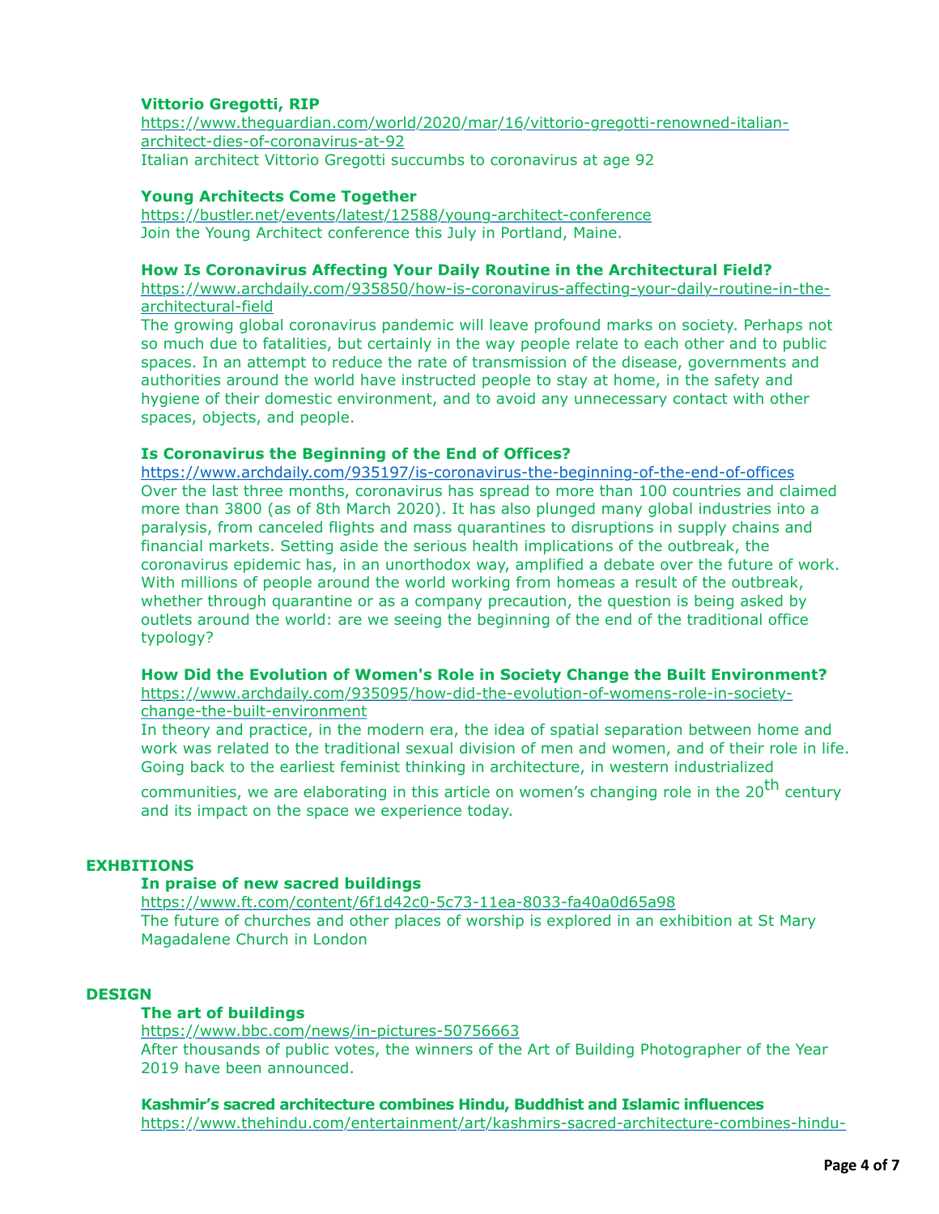**Vittorio Gregotti, RIP**
https://www.theguardian.com/world/2020/mar/16/vittorio-gregotti-renowned-italian-architect-dies-of-coronavirus-at-92
Italian architect Vittorio Gregotti succumbs to coronavirus at age 92

**Young Architects Come Together**
https://bustler.net/events/latest/12588/young-architect-conference
Join the Young Architect conference this July in Portland, Maine.

**How Is Coronavirus Affecting Your Daily Routine in the Architectural Field?**
https://www.archdaily.com/935850/how-is-coronavirus-affecting-your-daily-routine-in-the-architectural-field
The growing global coronavirus pandemic will leave profound marks on society. Perhaps not so much due to fatalities, but certainly in the way people relate to each other and to public spaces. In an attempt to reduce the rate of transmission of the disease, governments and authorities around the world have instructed people to stay at home, in the safety and hygiene of their domestic environment, and to avoid any unnecessary contact with other spaces, objects, and people.

**Is Coronavirus the Beginning of the End of Offices?**
https://www.archdaily.com/935197/is-coronavirus-the-beginning-of-the-end-of-offices
Over the last three months, coronavirus has spread to more than 100 countries and claimed more than 3800 (as of 8th March 2020). It has also plunged many global industries into a paralysis, from canceled flights and mass quarantines to disruptions in supply chains and financial markets. Setting aside the serious health implications of the outbreak, the coronavirus epidemic has, in an unorthodox way, amplified a debate over the future of work. With millions of people around the world working from homeas a result of the outbreak, whether through quarantine or as a company precaution, the question is being asked by outlets around the world: are we seeing the beginning of the end of the traditional office typology?

**How Did the Evolution of Women's Role in Society Change the Built Environment?**
https://www.archdaily.com/935095/how-did-the-evolution-of-womens-role-in-society-change-the-built-environment
In theory and practice, in the modern era, the idea of spatial separation between home and work was related to the traditional sexual division of men and women, and of their role in life. Going back to the earliest feminist thinking in architecture, in western industrialized communities, we are elaborating in this article on women's changing role in the 20th century and its impact on the space we experience today.

## EXHIBITIONS

**In praise of new sacred buildings**
https://www.ft.com/content/6f1d42c0-5c73-11ea-8033-fa40a0d65a98
The future of churches and other places of worship is explored in an exhibition at St Mary Magadalene Church in London

## DESIGN

**The art of buildings**
https://www.bbc.com/news/in-pictures-50756663
After thousands of public votes, the winners of the Art of Building Photographer of the Year 2019 have been announced.

**Kashmir's sacred architecture combines Hindu, Buddhist and Islamic influences**
https://www.thehindu.com/entertainment/art/kashmirs-sacred-architecture-combines-hindu-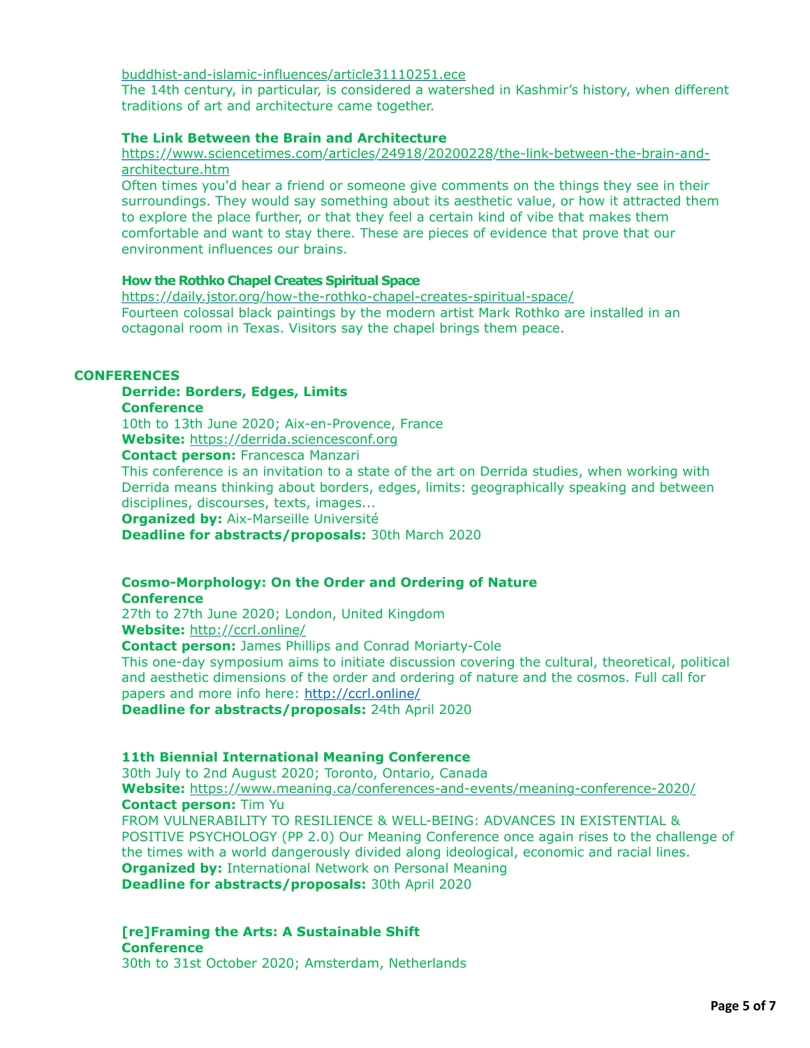buddhist-and-islamic-influences/article31110251.ece

The 14th century, in particular, is considered a watershed in Kashmir's history, when different traditions of art and architecture came together.

**The Link Between the Brain and Architecture**

https://www.sciencetimes.com/articles/24918/20200228/the-link-between-the-brain-and-architecture.htm

Often times you'd hear a friend or someone give comments on the things they see in their surroundings. They would say something about its aesthetic value, or how it attracted them to explore the place further, or that they feel a certain kind of vibe that makes them comfortable and want to stay there. These are pieces of evidence that prove that our environment influences our brains.

**How the Rothko Chapel Creates Spiritual Space**

https://daily.jstor.org/how-the-rothko-chapel-creates-spiritual-space/

Fourteen colossal black paintings by the modern artist Mark Rothko are installed in an octagonal room in Texas. Visitors say the chapel brings them peace.

## CONFERENCES

**Derride: Borders, Edges, Limits**
**Conference**
10th to 13th June 2020; Aix-en-Provence, France
**Website:** https://derrida.sciencesconf.org
**Contact person:** Francesca Manzari
This conference is an invitation to a state of the art on Derrida studies, when working with Derrida means thinking about borders, edges, limits: geographically speaking and between disciplines, discourses, texts, images...
**Organized by:** Aix-Marseille Université
**Deadline for abstracts/proposals:** 30th March 2020

**Cosmo-Morphology: On the Order and Ordering of Nature**
**Conference**
27th to 27th June 2020; London, United Kingdom
**Website:** http://ccrl.online/
**Contact person:** James Phillips and Conrad Moriarty-Cole
This one-day symposium aims to initiate discussion covering the cultural, theoretical, political and aesthetic dimensions of the order and ordering of nature and the cosmos. Full call for papers and more info here: http://ccrl.online/
**Deadline for abstracts/proposals:** 24th April 2020

**11th Biennial International Meaning Conference**
30th July to 2nd August 2020; Toronto, Ontario, Canada
**Website:** https://www.meaning.ca/conferences-and-events/meaning-conference-2020/
**Contact person:** Tim Yu
FROM VULNERABILITY TO RESILIENCE & WELL-BEING: ADVANCES IN EXISTENTIAL & POSITIVE PSYCHOLOGY (PP 2.0) Our Meaning Conference once again rises to the challenge of the times with a world dangerously divided along ideological, economic and racial lines.
**Organized by:** International Network on Personal Meaning
**Deadline for abstracts/proposals:** 30th April 2020

**[re]Framing the Arts: A Sustainable Shift**
**Conference**
30th to 31st October 2020; Amsterdam, Netherlands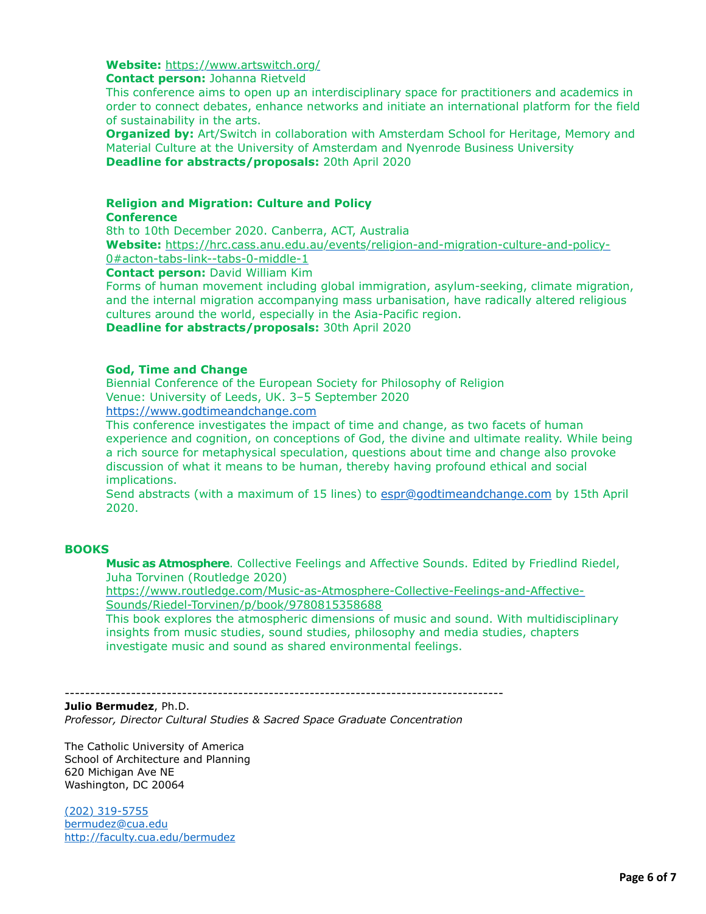**Website:** https://www.artswitch.org/
**Contact person:** Johanna Rietveld
This conference aims to open up an interdisciplinary space for practitioners and academics in order to connect debates, enhance networks and initiate an international platform for the field of sustainability in the arts.
**Organized by:** Art/Switch in collaboration with Amsterdam School for Heritage, Memory and Material Culture at the University of Amsterdam and Nyenrode Business University
**Deadline for abstracts/proposals:** 20th April 2020

**Religion and Migration: Culture and Policy**
**Conference**
8th to 10th December 2020. Canberra, ACT, Australia
**Website:** https://hrc.cass.anu.edu.au/events/religion-and-migration-culture-and-policy-0#acton-tabs-link--tabs-0-middle-1
**Contact person:** David William Kim
Forms of human movement including global immigration, asylum-seeking, climate migration, and the internal migration accompanying mass urbanisation, have radically altered religious cultures around the world, especially in the Asia-Pacific region.
**Deadline for abstracts/proposals:** 30th April 2020

**God, Time and Change**
Biennial Conference of the European Society for Philosophy of Religion
Venue: University of Leeds, UK. 3–5 September 2020
https://www.godtimeandchange.com
This conference investigates the impact of time and change, as two facets of human experience and cognition, on conceptions of God, the divine and ultimate reality. While being a rich source for metaphysical speculation, questions about time and change also provoke discussion of what it means to be human, thereby having profound ethical and social implications.
Send abstracts (with a maximum of 15 lines) to espr@godtimeandchange.com by 15th April 2020.

## BOOKS

**Music as Atmosphere**. Collective Feelings and Affective Sounds. Edited by Friedlind Riedel, Juha Torvinen (Routledge 2020)
https://www.routledge.com/Music-as-Atmosphere-Collective-Feelings-and-Affective-Sounds/Riedel-Torvinen/p/book/9780815358688
This book explores the atmospheric dimensions of music and sound. With multidisciplinary insights from music studies, sound studies, philosophy and media studies, chapters investigate music and sound as shared environmental feelings.

---

**Julio Bermudez**, Ph.D.
*Professor, Director Cultural Studies & Sacred Space Graduate Concentration*

The Catholic University of America
School of Architecture and Planning
620 Michigan Ave NE
Washington, DC 20064

(202) 319-5755
bermudez@cua.edu
http://faculty.cua.edu/bermudez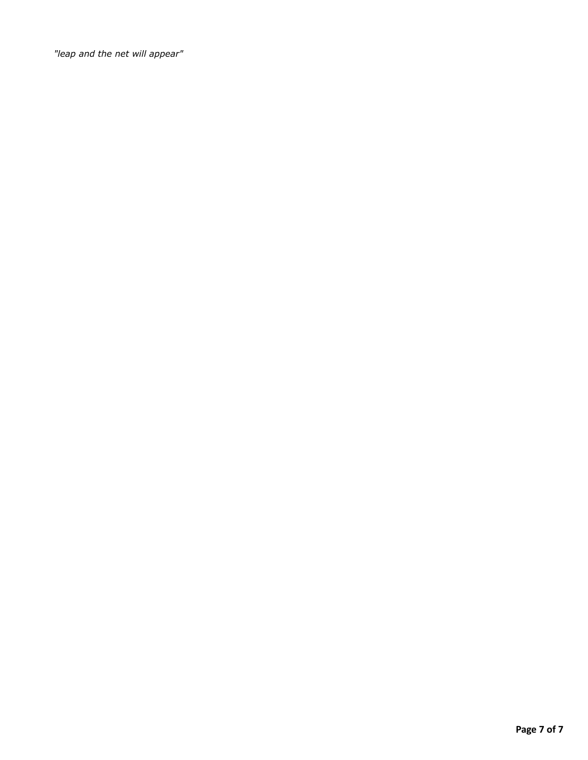*"leap and the net will appear"*